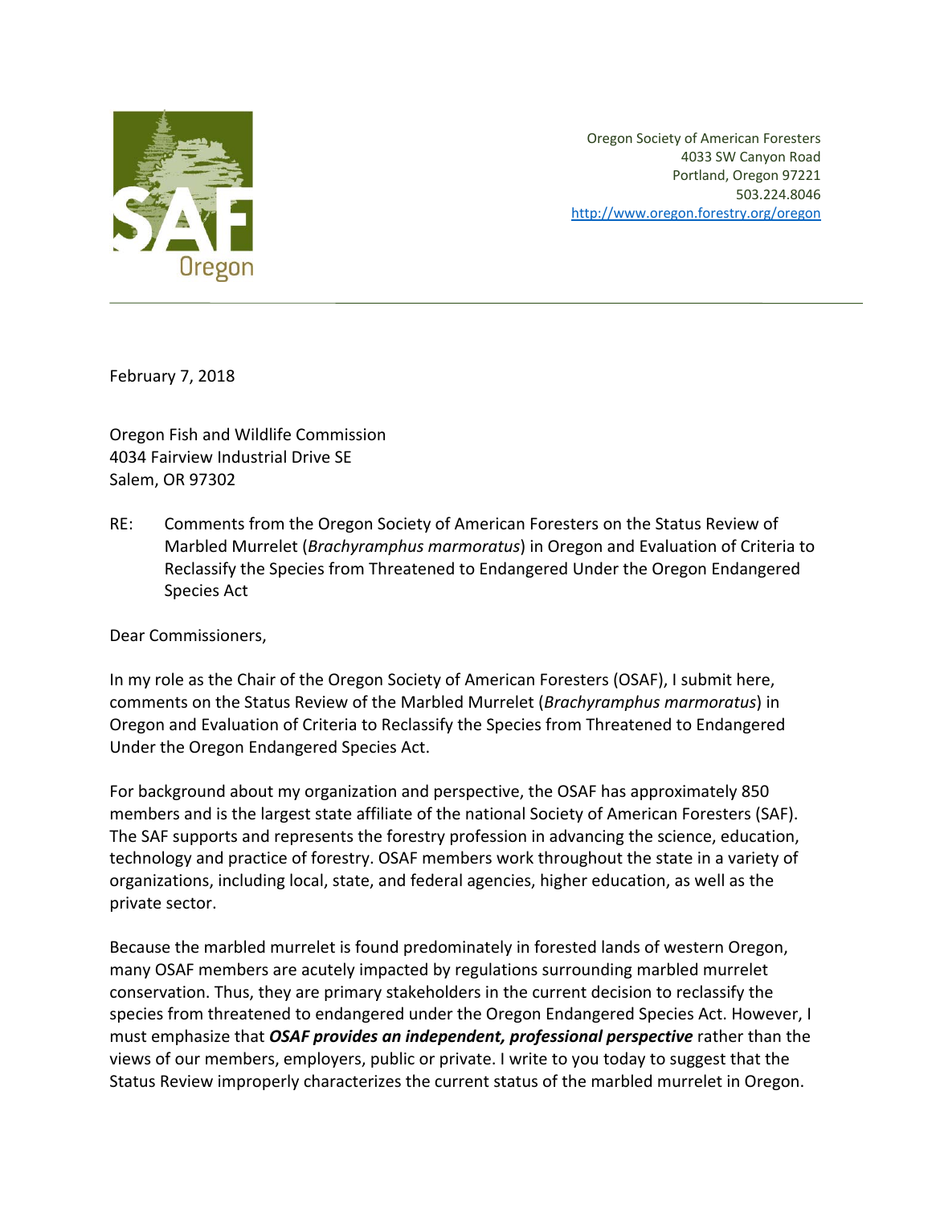SAF Oregon

Oregon Society of American Foresters
4033 SW Canyon Road
Portland, Oregon 97221
503.224.8046
http://www.oregon.forestry.org/oregon

February 7, 2018

Oregon Fish and Wildlife Commission
4034 Fairview Industrial Drive SE
Salem, OR 97302

RE: Comments from the Oregon Society of American Foresters on the Status Review of Marbled Murrelet (*Brachyramphus marmoratus*) in Oregon and Evaluation of Criteria to Reclassify the Species from Threatened to Endangered Under the Oregon Endangered Species Act

Dear Commissioners,

In my role as the Chair of the Oregon Society of American Foresters (OSAF), I submit here, comments on the Status Review of the Marbled Murrelet (*Brachyramphus marmoratus*) in Oregon and Evaluation of Criteria to Reclassify the Species from Threatened to Endangered Under the Oregon Endangered Species Act.

For background about my organization and perspective, the OSAF has approximately 850 members and is the largest state affiliate of the national Society of American Foresters (SAF). The SAF supports and represents the forestry profession in advancing the science, education, technology and practice of forestry. OSAF members work throughout the state in a variety of organizations, including local, state, and federal agencies, higher education, as well as the private sector.

Because the marbled murrelet is found predominately in forested lands of western Oregon, many OSAF members are acutely impacted by regulations surrounding marbled murrelet conservation. Thus, they are primary stakeholders in the current decision to reclassify the species from threatened to endangered under the Oregon Endangered Species Act. However, I must emphasize that ***OSAF provides an independent, professional perspective*** rather than the views of our members, employers, public or private. I write to you today to suggest that the Status Review improperly characterizes the current status of the marbled murrelet in Oregon.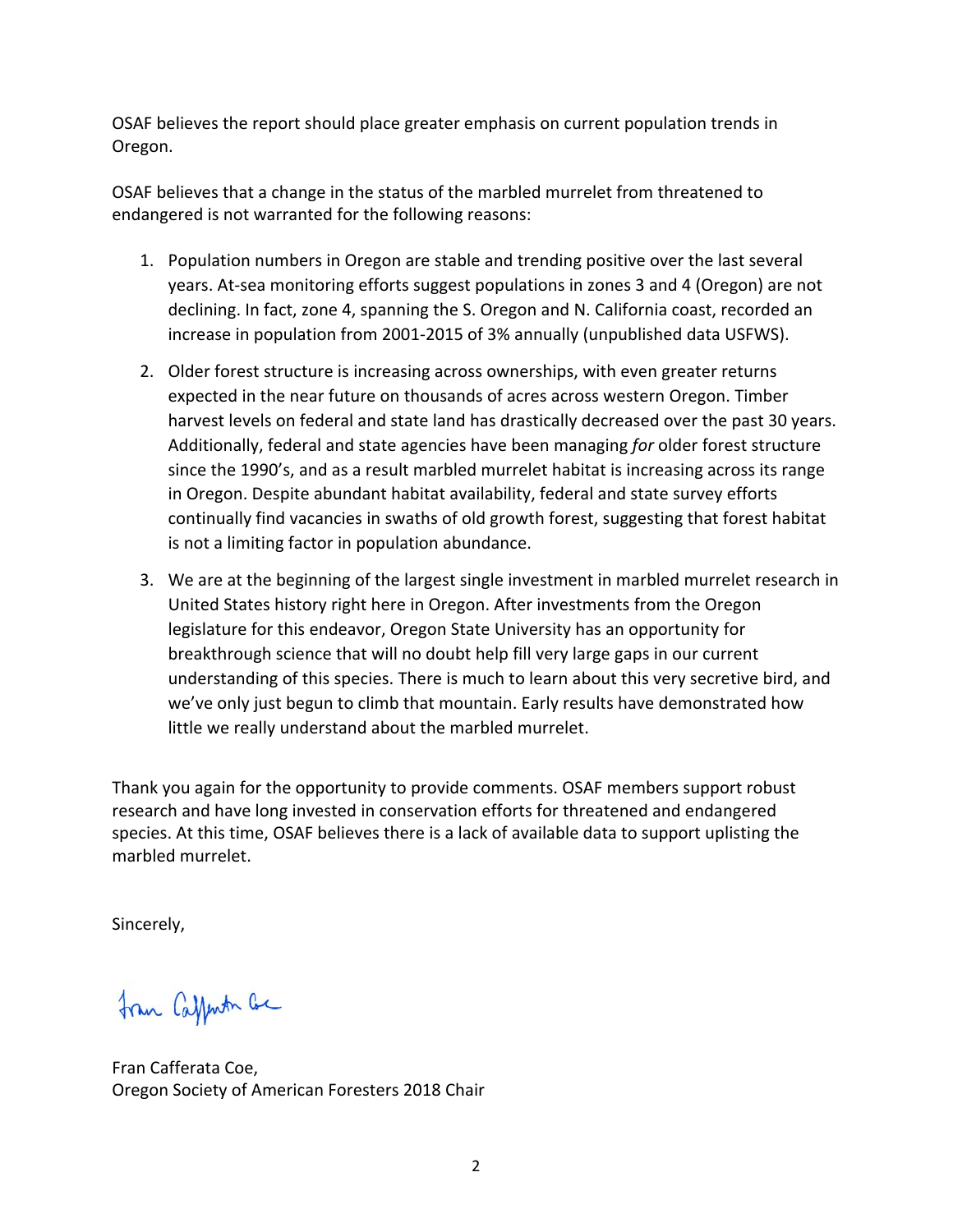OSAF believes the report should place greater emphasis on current population trends in Oregon.

OSAF believes that a change in the status of the marbled murrelet from threatened to endangered is not warranted for the following reasons:

1. Population numbers in Oregon are stable and trending positive over the last several years. At-sea monitoring efforts suggest populations in zones 3 and 4 (Oregon) are not declining. In fact, zone 4, spanning the S. Oregon and N. California coast, recorded an increase in population from 2001-2015 of 3% annually (unpublished data USFWS).
2. Older forest structure is increasing across ownerships, with even greater returns expected in the near future on thousands of acres across western Oregon. Timber harvest levels on federal and state land has drastically decreased over the past 30 years. Additionally, federal and state agencies have been managing *for* older forest structure since the 1990's, and as a result marbled murrelet habitat is increasing across its range in Oregon. Despite abundant habitat availability, federal and state survey efforts continually find vacancies in swaths of old growth forest, suggesting that forest habitat is not a limiting factor in population abundance.
3. We are at the beginning of the largest single investment in marbled murrelet research in United States history right here in Oregon. After investments from the Oregon legislature for this endeavor, Oregon State University has an opportunity for breakthrough science that will no doubt help fill very large gaps in our current understanding of this species. There is much to learn about this very secretive bird, and we've only just begun to climb that mountain. Early results have demonstrated how little we really understand about the marbled murrelet.

Thank you again for the opportunity to provide comments. OSAF members support robust research and have long invested in conservation efforts for threatened and endangered species. At this time, OSAF believes there is a lack of available data to support uplisting the marbled murrelet.

Sincerely,

Fran Cafferata Coe

Fran Cafferata Coe,
Oregon Society of American Foresters 2018 Chair